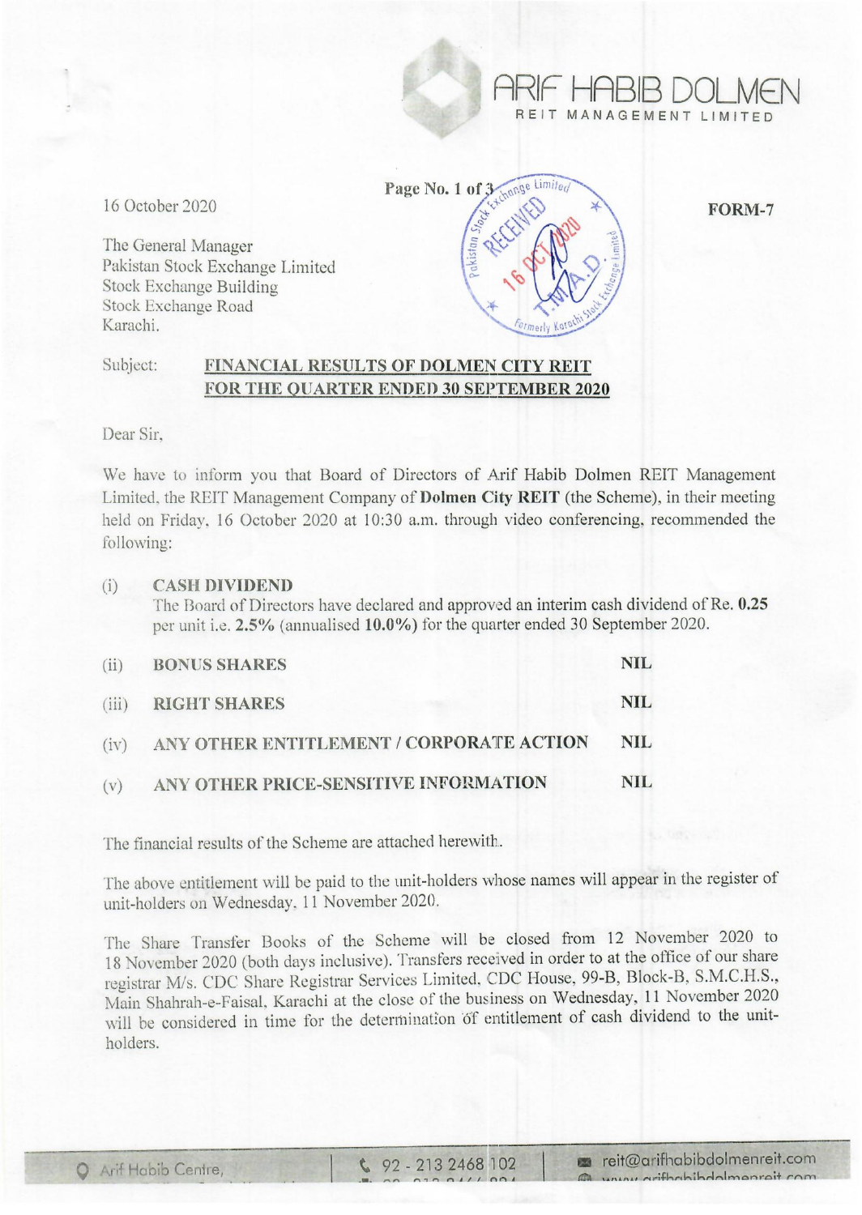ARIF HABIB DOLMEN
REIT MANAGEMENT LIMITED

16 October 2020

**FORM-7**

The General Manager
Pakistan Stock Exchange Limited
Stock Exchange Building
Stock Exchange Road
Karachi.

Subject: **FINANCIAL RESULTS OF DOLMEN CITY REIT FOR THE QUARTER ENDED 30 SEPTEMBER 2020**

Dear Sir,

We have to inform you that Board of Directors of Arif Habib Dolmen REIT Management Limited, the REIT Management Company of **Dolmen City REIT** (the Scheme), in their meeting held on Friday, 16 October 2020 at 10:30 a.m. through video conferencing, recommended the following:

(i) **CASH DIVIDEND**
The Board of Directors have declared and approved an interim cash dividend of Re. **0.25** per unit i.e. **2.5%** (annualised **10.0%**) for the quarter ended 30 September 2020.

(ii) **BONUS SHARES** **NIL**

(iii) **RIGHT SHARES** **NIL**

(iv) **ANY OTHER ENTITLEMENT / CORPORATE ACTION** **NIL**

(v) **ANY OTHER PRICE-SENSITIVE INFORMATION** **NIL**

The financial results of the Scheme are attached herewith.

The above entitlement will be paid to the unit-holders whose names will appear in the register of unit-holders on Wednesday, 11 November 2020.

The Share Transfer Books of the Scheme will be closed from 12 November 2020 to 18 November 2020 (both days inclusive). Transfers received in order to at the office of our share registrar M/s. CDC Share Registrar Services Limited, CDC House, 99-B, Block-B, S.M.C.H.S., Main Shahrah-e-Faisal, Karachi at the close of the business on Wednesday, 11 November 2020 will be considered in time for the determination of entitlement of cash dividend to the unit-holders.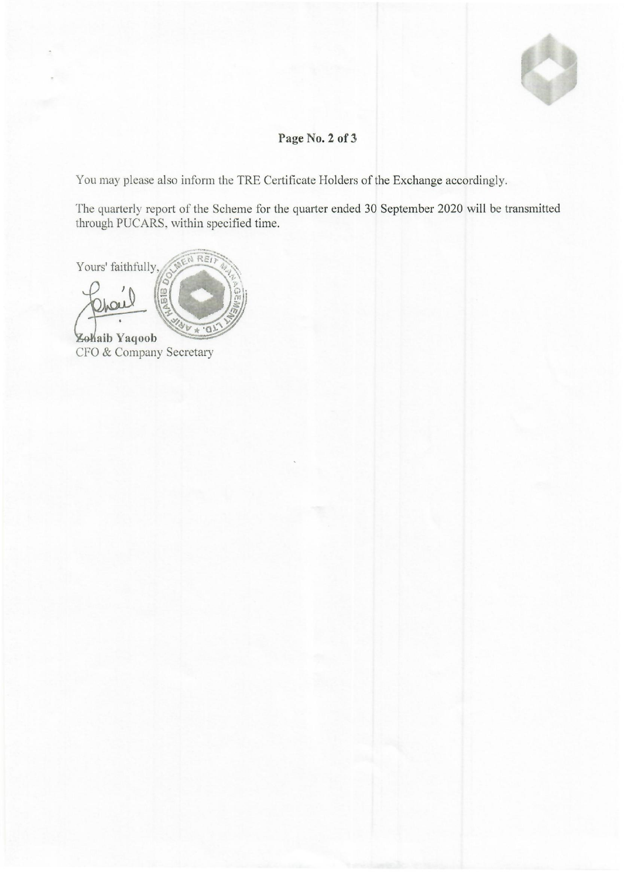You may please also inform the TRE Certificate Holders of the Exchange accordingly.

The quarterly report of the Scheme for the quarter ended 30 September 2020 will be transmitted through PUCARS, within specified time.

Yours' faithfully,

**Zohaib Yaqoob**
CFO & Company Secretary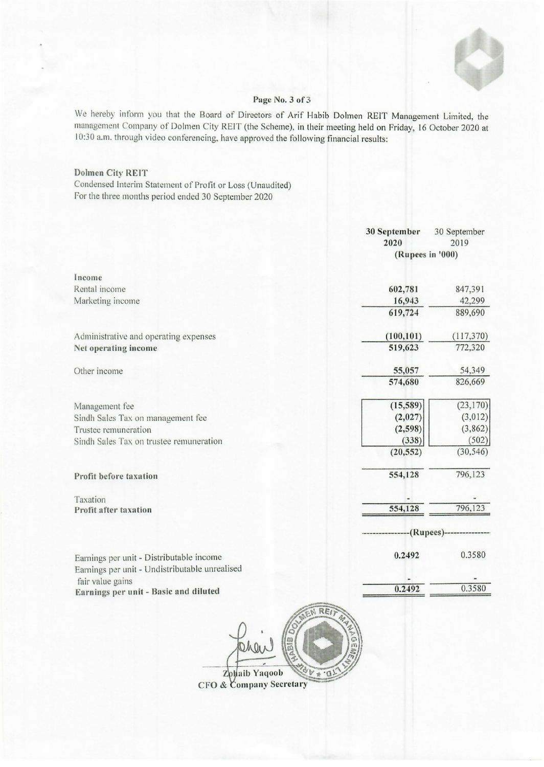We hereby inform you that the Board of Directors of Arif Habib Dolmen REIT Management Limited, the management Company of Dolmen City REIT (the Scheme), in their meeting held on Friday, 16 October 2020 at 10:30 a.m. through video conferencing, have approved the following financial results:

**Dolmen City REIT**
Condensed Interim Statement of Profit or Loss (Unaudited)
For the three months period ended 30 September 2020

| | **30 September 2020** | 30 September 2019 |
|---|---|---|
| | **(Rupees in '000)** | |
| **Income** | | |
| Rental income | **602,781** | 847,391 |
| Marketing income | **16,943** | 42,299 |
| | **619,724** | 889,690 |
| Administrative and operating expenses | **(100,101)** | (117,370) |
| **Net operating income** | **519,623** | 772,320 |
| Other income | **55,057** | 54,349 |
| | **574,680** | 826,669 |
| Management fee | **(15,589)** | (23,170) |
| Sindh Sales Tax on management fee | **(2,027)** | (3,012) |
| Trustee remuneration | **(2,598)** | (3,862) |
| Sindh Sales Tax on trustee remuneration | **(338)** | (502) |
| | **(20,552)** | (30,546) |
| **Profit before taxation** | **554,128** | 796,123 |
| Taxation | **-** | - |
| **Profit after taxation** | **554,128** | 796,123 |
| | **(Rupees)** | |
| Earnings per unit - Distributable income | **0.2492** | 0.3580 |
| Earnings per unit - Undistributable unrealised fair value gains | **-** | - |
| **Earnings per unit - Basic and diluted** | **0.2492** | 0.3580 |

Zohaib Yaqoob
CFO & Company Secretary